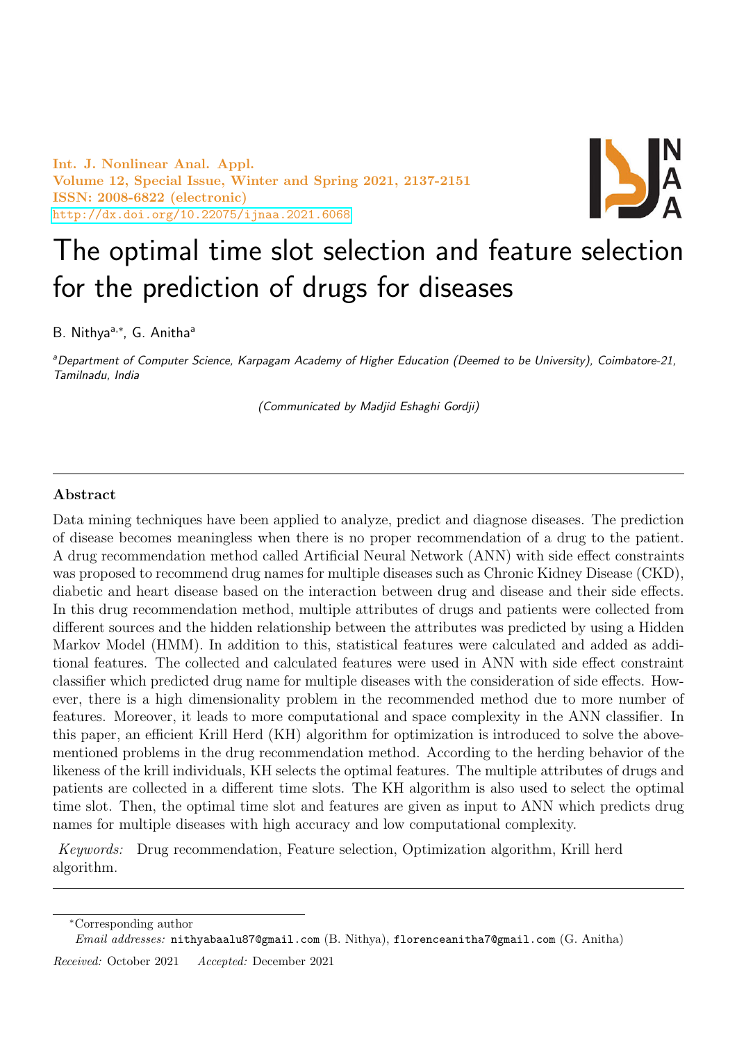# The optimal time slot selection and feature selection for the prediction of drugs for diseases

B. Nithya[a,*], G. Anitha[a]

[a]*Department of Computer Science, Karpagam Academy of Higher Education (Deemed to be University), Coimbatore-21, Tamilnadu, India*

*(Communicated by Madjid Eshaghi Gordji)*

---

## Abstract

Data mining techniques have been applied to analyze, predict and diagnose diseases. The prediction of disease becomes meaningless when there is no proper recommendation of a drug to the patient. A drug recommendation method called Artificial Neural Network (ANN) with side effect constraints was proposed to recommend drug names for multiple diseases such as Chronic Kidney Disease (CKD), diabetic and heart disease based on the interaction between drug and disease and their side effects. In this drug recommendation method, multiple attributes of drugs and patients were collected from different sources and the hidden relationship between the attributes was predicted by using a Hidden Markov Model (HMM). In addition to this, statistical features were calculated and added as additional features. The collected and calculated features were used in ANN with side effect constraint classifier which predicted drug name for multiple diseases with the consideration of side effects. However, there is a high dimensionality problem in the recommended method due to more number of features. Moreover, it leads to more computational and space complexity in the ANN classifier. In this paper, an efficient Krill Herd (KH) algorithm for optimization is introduced to solve the above-mentioned problems in the drug recommendation method. According to the herding behavior of the likeness of the krill individuals, KH selects the optimal features. The multiple attributes of drugs and patients are collected in a different time slots. The KH algorithm is also used to select the optimal time slot. Then, the optimal time slot and features are given as input to ANN which predicts drug names for multiple diseases with high accuracy and low computational complexity.

*Keywords:* Drug recommendation, Feature selection, Optimization algorithm, Krill herd algorithm.

---

*Corresponding author

*Email addresses:* nithyabaalu87@gmail.com (B. Nithya), florenceanitha7@gmail.com (G. Anitha)

*Received:* October 2021 *Accepted:* December 2021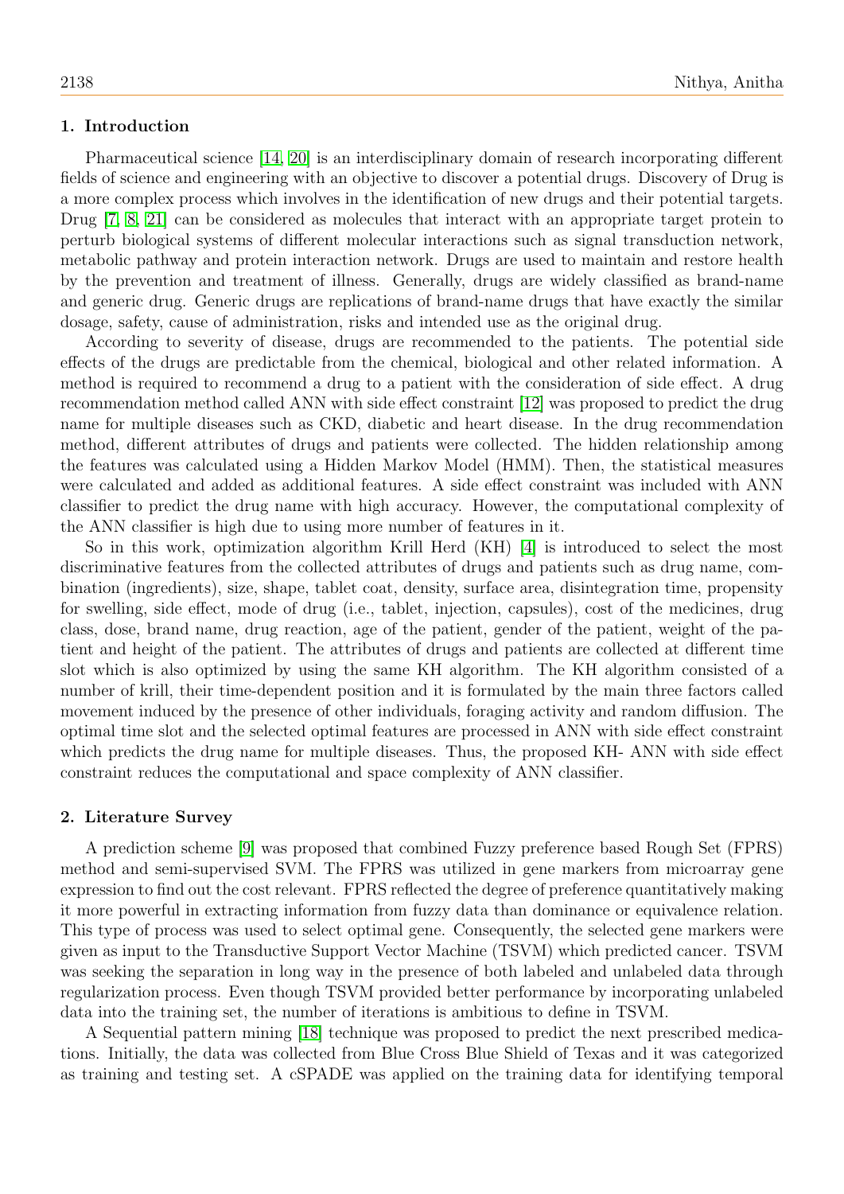## 1. Introduction

Pharmaceutical science [14, 20] is an interdisciplinary domain of research incorporating different fields of science and engineering with an objective to discover a potential drugs. Discovery of Drug is a more complex process which involves in the identification of new drugs and their potential targets. Drug [7, 8, 21] can be considered as molecules that interact with an appropriate target protein to perturb biological systems of different molecular interactions such as signal transduction network, metabolic pathway and protein interaction network. Drugs are used to maintain and restore health by the prevention and treatment of illness. Generally, drugs are widely classified as brand-name and generic drug. Generic drugs are replications of brand-name drugs that have exactly the similar dosage, safety, cause of administration, risks and intended use as the original drug.

According to severity of disease, drugs are recommended to the patients. The potential side effects of the drugs are predictable from the chemical, biological and other related information. A method is required to recommend a drug to a patient with the consideration of side effect. A drug recommendation method called ANN with side effect constraint [12] was proposed to predict the drug name for multiple diseases such as CKD, diabetic and heart disease. In the drug recommendation method, different attributes of drugs and patients were collected. The hidden relationship among the features was calculated using a Hidden Markov Model (HMM). Then, the statistical measures were calculated and added as additional features. A side effect constraint was included with ANN classifier to predict the drug name with high accuracy. However, the computational complexity of the ANN classifier is high due to using more number of features in it.

So in this work, optimization algorithm Krill Herd (KH) [4] is introduced to select the most discriminative features from the collected attributes of drugs and patients such as drug name, combination (ingredients), size, shape, tablet coat, density, surface area, disintegration time, propensity for swelling, side effect, mode of drug (i.e., tablet, injection, capsules), cost of the medicines, drug class, dose, brand name, drug reaction, age of the patient, gender of the patient, weight of the patient and height of the patient. The attributes of drugs and patients are collected at different time slot which is also optimized by using the same KH algorithm. The KH algorithm consisted of a number of krill, their time-dependent position and it is formulated by the main three factors called movement induced by the presence of other individuals, foraging activity and random diffusion. The optimal time slot and the selected optimal features are processed in ANN with side effect constraint which predicts the drug name for multiple diseases. Thus, the proposed KH- ANN with side effect constraint reduces the computational and space complexity of ANN classifier.

## 2. Literature Survey

A prediction scheme [9] was proposed that combined Fuzzy preference based Rough Set (FPRS) method and semi-supervised SVM. The FPRS was utilized in gene markers from microarray gene expression to find out the cost relevant. FPRS reflected the degree of preference quantitatively making it more powerful in extracting information from fuzzy data than dominance or equivalence relation. This type of process was used to select optimal gene. Consequently, the selected gene markers were given as input to the Transductive Support Vector Machine (TSVM) which predicted cancer. TSVM was seeking the separation in long way in the presence of both labeled and unlabeled data through regularization process. Even though TSVM provided better performance by incorporating unlabeled data into the training set, the number of iterations is ambitious to define in TSVM.

A Sequential pattern mining [18] technique was proposed to predict the next prescribed medications. Initially, the data was collected from Blue Cross Blue Shield of Texas and it was categorized as training and testing set. A cSPADE was applied on the training data for identifying temporal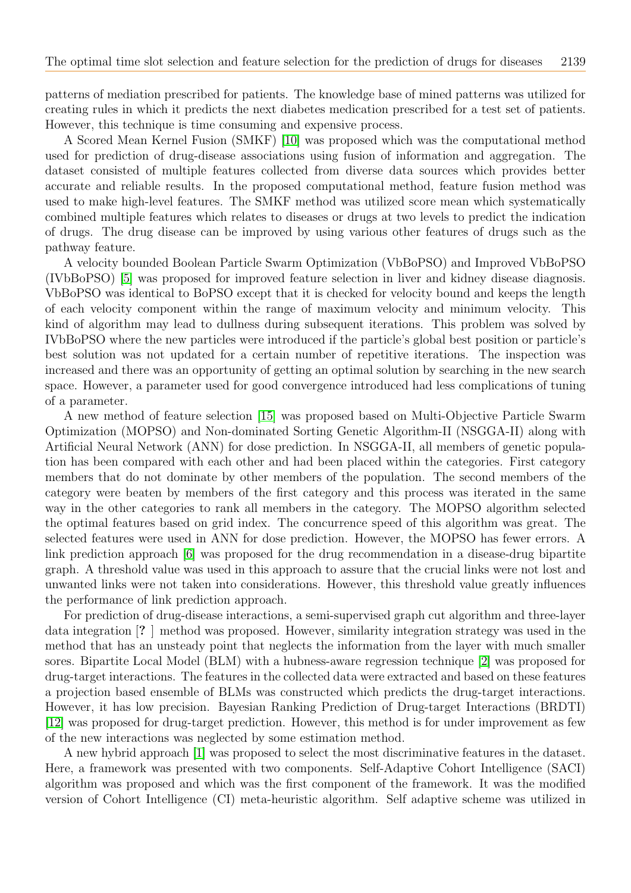patterns of mediation prescribed for patients. The knowledge base of mined patterns was utilized for creating rules in which it predicts the next diabetes medication prescribed for a test set of patients. However, this technique is time consuming and expensive process.

A Scored Mean Kernel Fusion (SMKF) [10] was proposed which was the computational method used for prediction of drug-disease associations using fusion of information and aggregation. The dataset consisted of multiple features collected from diverse data sources which provides better accurate and reliable results. In the proposed computational method, feature fusion method was used to make high-level features. The SMKF method was utilized score mean which systematically combined multiple features which relates to diseases or drugs at two levels to predict the indication of drugs. The drug disease can be improved by using various other features of drugs such as the pathway feature.

A velocity bounded Boolean Particle Swarm Optimization (VbBoPSO) and Improved VbBoPSO (IVbBoPSO) [5] was proposed for improved feature selection in liver and kidney disease diagnosis. VbBoPSO was identical to BoPSO except that it is checked for velocity bound and keeps the length of each velocity component within the range of maximum velocity and minimum velocity. This kind of algorithm may lead to dullness during subsequent iterations. This problem was solved by IVbBoPSO where the new particles were introduced if the particle's global best position or particle's best solution was not updated for a certain number of repetitive iterations. The inspection was increased and there was an opportunity of getting an optimal solution by searching in the new search space. However, a parameter used for good convergence introduced had less complications of tuning of a parameter.

A new method of feature selection [15] was proposed based on Multi-Objective Particle Swarm Optimization (MOPSO) and Non-dominated Sorting Genetic Algorithm-II (NSGGA-II) along with Artificial Neural Network (ANN) for dose prediction. In NSGGA-II, all members of genetic population has been compared with each other and had been placed within the categories. First category members that do not dominate by other members of the population. The second members of the category were beaten by members of the first category and this process was iterated in the same way in the other categories to rank all members in the category. The MOPSO algorithm selected the optimal features based on grid index. The concurrence speed of this algorithm was great. The selected features were used in ANN for dose prediction. However, the MOPSO has fewer errors. A link prediction approach [6] was proposed for the drug recommendation in a disease-drug bipartite graph. A threshold value was used in this approach to assure that the crucial links were not lost and unwanted links were not taken into considerations. However, this threshold value greatly influences the performance of link prediction approach.

For prediction of drug-disease interactions, a semi-supervised graph cut algorithm and three-layer data integration [**?** ] method was proposed. However, similarity integration strategy was used in the method that has an unsteady point that neglects the information from the layer with much smaller sores. Bipartite Local Model (BLM) with a hubness-aware regression technique [2] was proposed for drug-target interactions. The features in the collected data were extracted and based on these features a projection based ensemble of BLMs was constructed which predicts the drug-target interactions. However, it has low precision. Bayesian Ranking Prediction of Drug-target Interactions (BRDTI) [12] was proposed for drug-target prediction. However, this method is for under improvement as few of the new interactions was neglected by some estimation method.

A new hybrid approach [1] was proposed to select the most discriminative features in the dataset. Here, a framework was presented with two components. Self-Adaptive Cohort Intelligence (SACI) algorithm was proposed and which was the first component of the framework. It was the modified version of Cohort Intelligence (CI) meta-heuristic algorithm. Self adaptive scheme was utilized in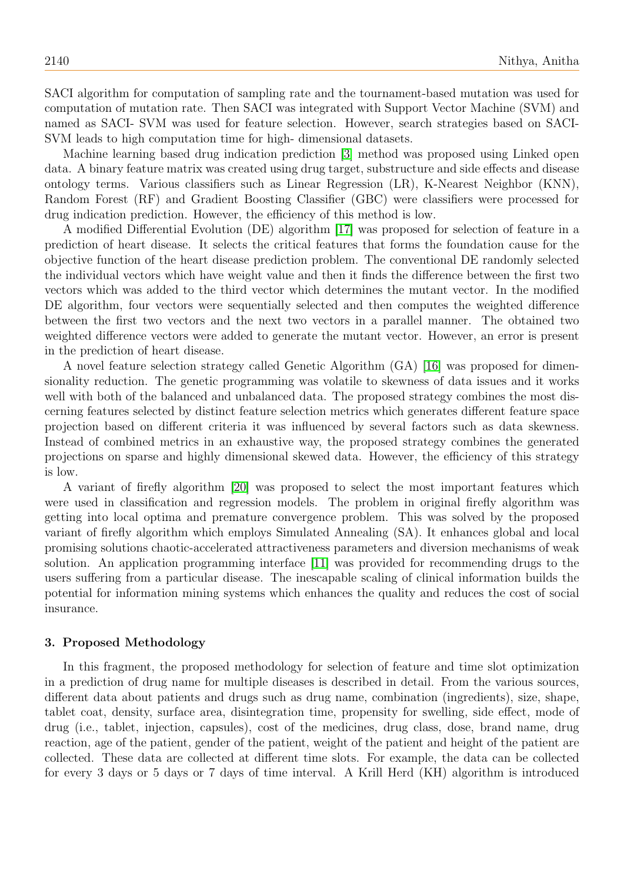SACI algorithm for computation of sampling rate and the tournament-based mutation was used for computation of mutation rate. Then SACI was integrated with Support Vector Machine (SVM) and named as SACI- SVM was used for feature selection. However, search strategies based on SACI-SVM leads to high computation time for high- dimensional datasets.

Machine learning based drug indication prediction [3] method was proposed using Linked open data. A binary feature matrix was created using drug target, substructure and side effects and disease ontology terms. Various classifiers such as Linear Regression (LR), K-Nearest Neighbor (KNN), Random Forest (RF) and Gradient Boosting Classifier (GBC) were classifiers were processed for drug indication prediction. However, the efficiency of this method is low.

A modified Differential Evolution (DE) algorithm [17] was proposed for selection of feature in a prediction of heart disease. It selects the critical features that forms the foundation cause for the objective function of the heart disease prediction problem. The conventional DE randomly selected the individual vectors which have weight value and then it finds the difference between the first two vectors which was added to the third vector which determines the mutant vector. In the modified DE algorithm, four vectors were sequentially selected and then computes the weighted difference between the first two vectors and the next two vectors in a parallel manner. The obtained two weighted difference vectors were added to generate the mutant vector. However, an error is present in the prediction of heart disease.

A novel feature selection strategy called Genetic Algorithm (GA) [16] was proposed for dimensionality reduction. The genetic programming was volatile to skewness of data issues and it works well with both of the balanced and unbalanced data. The proposed strategy combines the most discerning features selected by distinct feature selection metrics which generates different feature space projection based on different criteria it was influenced by several factors such as data skewness. Instead of combined metrics in an exhaustive way, the proposed strategy combines the generated projections on sparse and highly dimensional skewed data. However, the efficiency of this strategy is low.

A variant of firefly algorithm [20] was proposed to select the most important features which were used in classification and regression models. The problem in original firefly algorithm was getting into local optima and premature convergence problem. This was solved by the proposed variant of firefly algorithm which employs Simulated Annealing (SA). It enhances global and local promising solutions chaotic-accelerated attractiveness parameters and diversion mechanisms of weak solution. An application programming interface [11] was provided for recommending drugs to the users suffering from a particular disease. The inescapable scaling of clinical information builds the potential for information mining systems which enhances the quality and reduces the cost of social insurance.

## 3. Proposed Methodology

In this fragment, the proposed methodology for selection of feature and time slot optimization in a prediction of drug name for multiple diseases is described in detail. From the various sources, different data about patients and drugs such as drug name, combination (ingredients), size, shape, tablet coat, density, surface area, disintegration time, propensity for swelling, side effect, mode of drug (i.e., tablet, injection, capsules), cost of the medicines, drug class, dose, brand name, drug reaction, age of the patient, gender of the patient, weight of the patient and height of the patient are collected. These data are collected at different time slots. For example, the data can be collected for every 3 days or 5 days or 7 days of time interval. A Krill Herd (KH) algorithm is introduced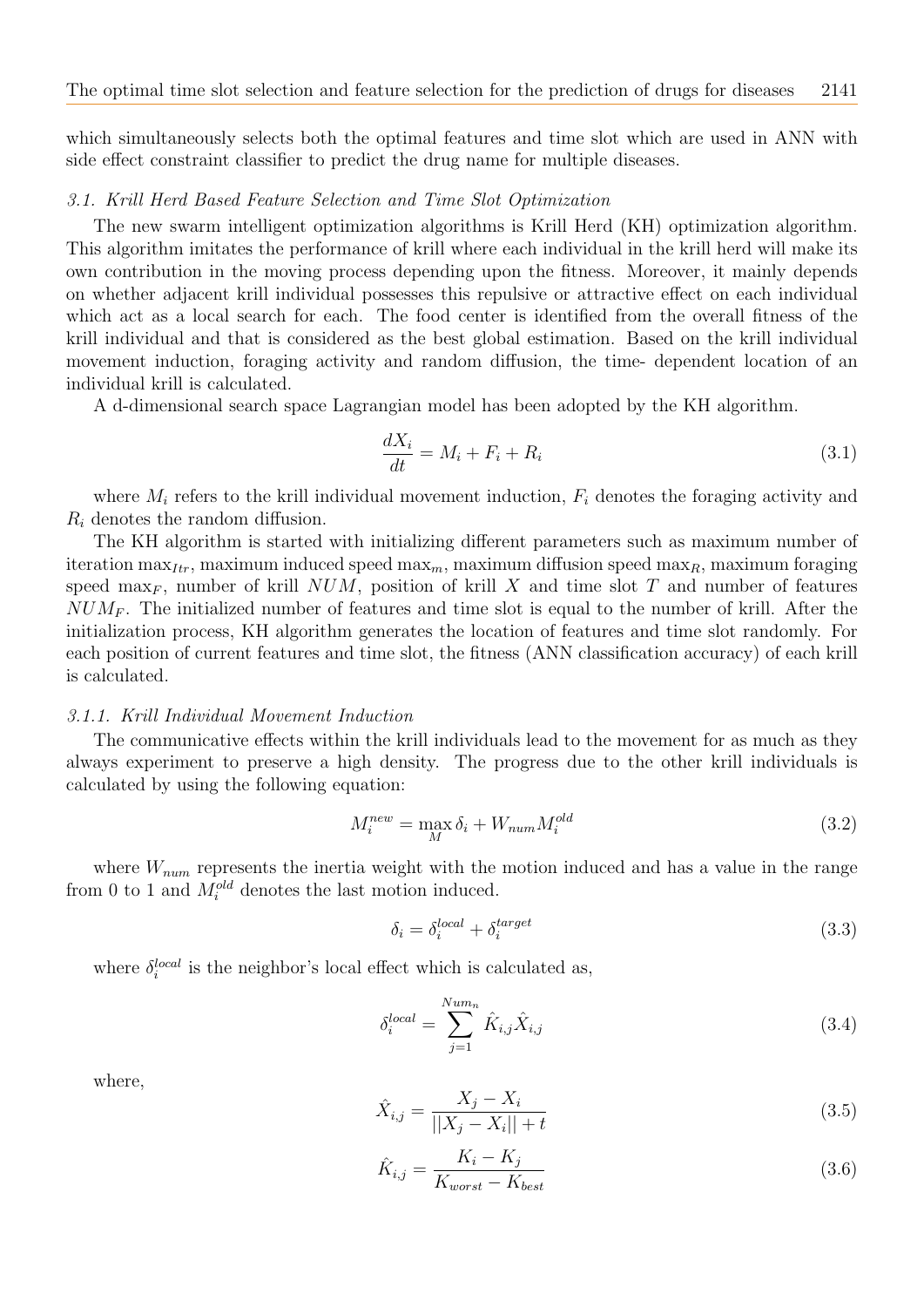which simultaneously selects both the optimal features and time slot which are used in ANN with side effect constraint classifier to predict the drug name for multiple diseases.

### *3.1. Krill Herd Based Feature Selection and Time Slot Optimization*

The new swarm intelligent optimization algorithms is Krill Herd (KH) optimization algorithm. This algorithm imitates the performance of krill where each individual in the krill herd will make its own contribution in the moving process depending upon the fitness. Moreover, it mainly depends on whether adjacent krill individual possesses this repulsive or attractive effect on each individual which act as a local search for each. The food center is identified from the overall fitness of the krill individual and that is considered as the best global estimation. Based on the krill individual movement induction, foraging activity and random diffusion, the time- dependent location of an individual krill is calculated.

A d-dimensional search space Lagrangian model has been adopted by the KH algorithm.

$$\frac{dX_i}{dt} = M_i + F_i + R_i \tag{3.1}$$

where $M_i$ refers to the krill individual movement induction, $F_i$ denotes the foraging activity and $R_i$ denotes the random diffusion.

The KH algorithm is started with initializing different parameters such as maximum number of iteration $\max_{Itr}$, maximum induced speed $\max_m$, maximum diffusion speed $\max_R$, maximum foraging speed $\max_F$, number of krill $NUM$, position of krill $X$ and time slot $T$ and number of features $NUM_F$. The initialized number of features and time slot is equal to the number of krill. After the initialization process, KH algorithm generates the location of features and time slot randomly. For each position of current features and time slot, the fitness (ANN classification accuracy) of each krill is calculated.

#### *3.1.1. Krill Individual Movement Induction*

The communicative effects within the krill individuals lead to the movement for as much as they always experiment to preserve a high density. The progress due to the other krill individuals is calculated by using the following equation:

$$M_i^{new} = \max_M \delta_i + W_{num} M_i^{old} \tag{3.2}$$

where $W_{num}$ represents the inertia weight with the motion induced and has a value in the range from 0 to 1 and $M_i^{old}$ denotes the last motion induced.

$$\delta_i = \delta_i^{local} + \delta_i^{target} \tag{3.3}$$

where $\delta_i^{local}$ is the neighbor's local effect which is calculated as,

$$\delta_i^{local} = \sum_{j=1}^{Num_n} \hat{K}_{i,j} \hat{X}_{i,j} \tag{3.4}$$

where,

$$\hat{X}_{i,j} = \frac{X_j - X_i}{||X_j - X_i|| + t} \tag{3.5}$$

$$\hat{K}_{i,j} = \frac{K_i - K_j}{K_{worst} - K_{best}} \tag{3.6}$$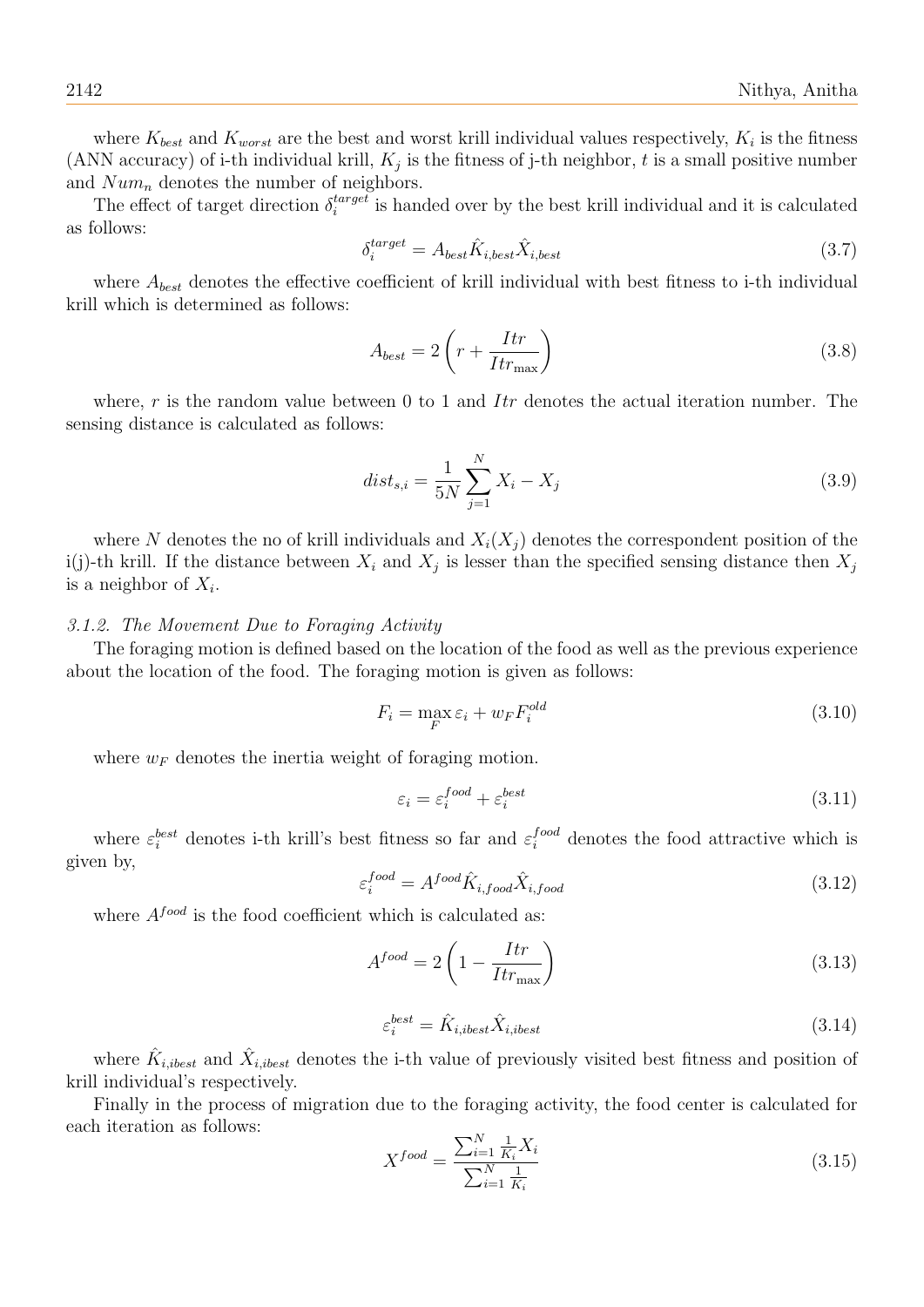where $K_{best}$ and $K_{worst}$ are the best and worst krill individual values respectively, $K_i$ is the fitness (ANN accuracy) of i-th individual krill, $K_j$ is the fitness of j-th neighbor, $t$ is a small positive number and $Num_n$ denotes the number of neighbors.

The effect of target direction $\delta_i^{target}$ is handed over by the best krill individual and it is calculated as follows:

$$\delta_i^{target} = A_{best}\hat{K}_{i,best}\hat{X}_{i,best} \tag{3.7}$$

where $A_{best}$ denotes the effective coefficient of krill individual with best fitness to i-th individual krill which is determined as follows:

$$A_{best} = 2\left(r + \frac{Itr}{Itr_{\max}}\right) \tag{3.8}$$

where, $r$ is the random value between 0 to 1 and $Itr$ denotes the actual iteration number. The sensing distance is calculated as follows:

$$dist_{s,i} = \frac{1}{5N}\sum_{j=1}^{N} X_i - X_j \tag{3.9}$$

where $N$ denotes the no of krill individuals and $X_i(X_j)$ denotes the correspondent position of the i(j)-th krill. If the distance between $X_i$ and $X_j$ is lesser than the specified sensing distance then $X_j$ is a neighbor of $X_i$.

### *3.1.2. The Movement Due to Foraging Activity*

The foraging motion is defined based on the location of the food as well as the previous experience about the location of the food. The foraging motion is given as follows:

$$F_i = \max_F \varepsilon_i + w_F F_i^{old} \tag{3.10}$$

where $w_F$ denotes the inertia weight of foraging motion.

$$\varepsilon_i = \varepsilon_i^{food} + \varepsilon_i^{best} \tag{3.11}$$

where $\varepsilon_i^{best}$ denotes i-th krill's best fitness so far and $\varepsilon_i^{food}$ denotes the food attractive which is given by,

$$\varepsilon_i^{food} = A^{food}\hat{K}_{i,food}\hat{X}_{i,food} \tag{3.12}$$

where $A^{food}$ is the food coefficient which is calculated as:

$$A^{food} = 2\left(1 - \frac{Itr}{Itr_{\max}}\right) \tag{3.13}$$

$$\varepsilon_i^{best} = \hat{K}_{i,ibest}\hat{X}_{i,ibest} \tag{3.14}$$

where $\hat{K}_{i,ibest}$ and $\hat{X}_{i,ibest}$ denotes the i-th value of previously visited best fitness and position of krill individual's respectively.

Finally in the process of migration due to the foraging activity, the food center is calculated for each iteration as follows:

$$X^{food} = \frac{\sum_{i=1}^{N}\frac{1}{K_i}X_i}{\sum_{i=1}^{N}\frac{1}{K_i}} \tag{3.15}$$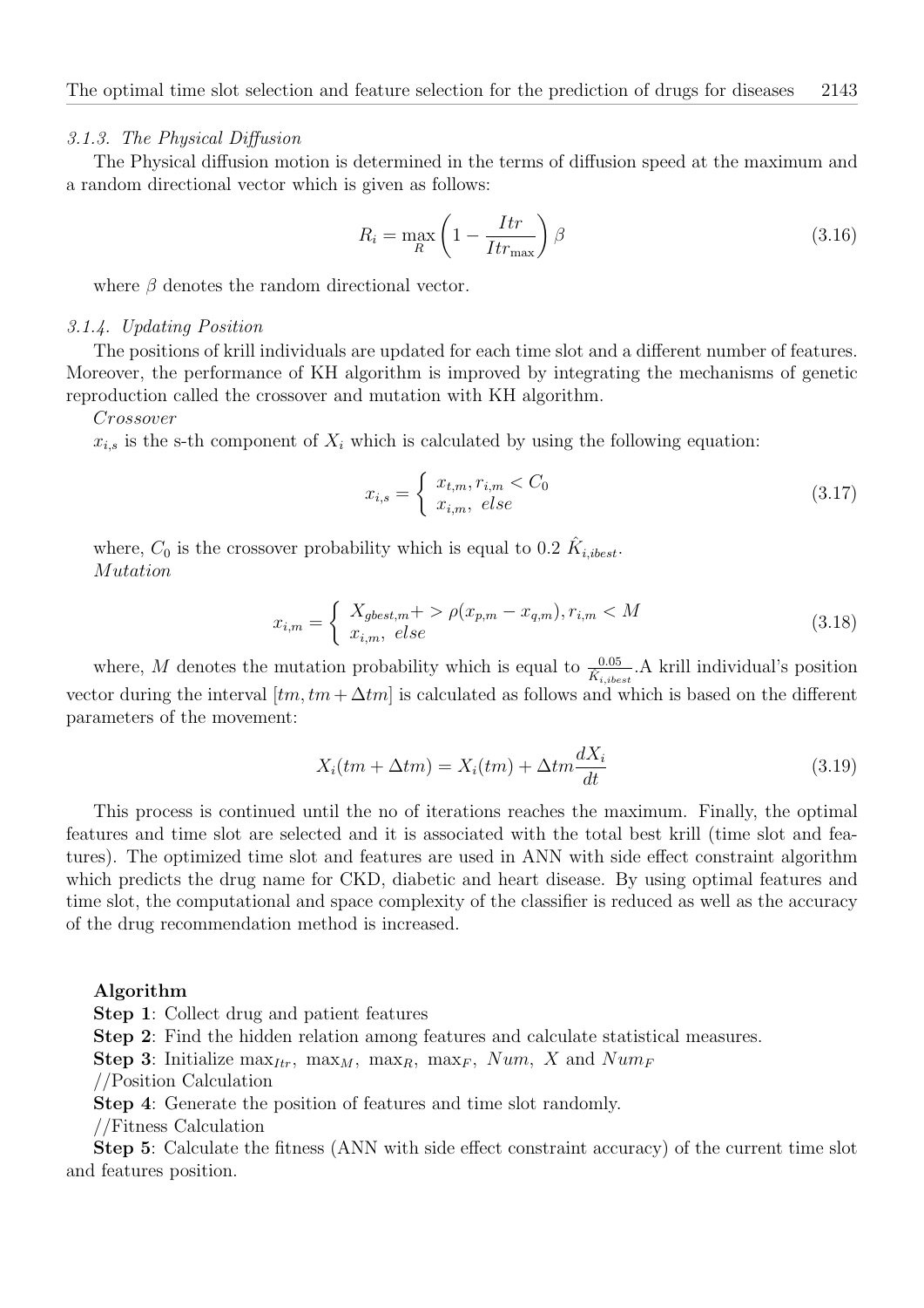### 3.1.3. The Physical Diffusion

The Physical diffusion motion is determined in the terms of diffusion speed at the maximum and a random directional vector which is given as follows:

$$R_i = \max_R \left(1 - \frac{Itr}{Itr_{\max}}\right)\beta \tag{3.16}$$

where $\beta$ denotes the random directional vector.

### 3.1.4. Updating Position

The positions of krill individuals are updated for each time slot and a different number of features. Moreover, the performance of KH algorithm is improved by integrating the mechanisms of genetic reproduction called the crossover and mutation with KH algorithm.

*Crossover*

$x_{i,s}$ is the s-th component of $X_i$ which is calculated by using the following equation:

$$x_{i,s} = \begin{cases} x_{t,m}, r_{i,m} < C_0 \\ x_{i,m}, \ else \end{cases} \tag{3.17}$$

where, $C_0$ is the crossover probability which is equal to 0.2 $\hat{K}_{i,ibest}$.

*Mutation*

$$x_{i,m} = \begin{cases} X_{gbest,m} + > \rho(x_{p,m} - x_{q,m}), r_{i,m} < M \\ x_{i,m}, \ else \end{cases} \tag{3.18}$$

where, $M$ denotes the mutation probability which is equal to $\frac{0.05}{K_{i,ibest}}$.A krill individual's position vector during the interval $[tm, tm + \Delta tm]$ is calculated as follows and which is based on the different parameters of the movement:

$$X_i(tm + \Delta tm) = X_i(tm) + \Delta tm \frac{dX_i}{dt} \tag{3.19}$$

This process is continued until the no of iterations reaches the maximum. Finally, the optimal features and time slot are selected and it is associated with the total best krill (time slot and features). The optimized time slot and features are used in ANN with side effect constraint algorithm which predicts the drug name for CKD, diabetic and heart disease. By using optimal features and time slot, the computational and space complexity of the classifier is reduced as well as the accuracy of the drug recommendation method is increased.

**Algorithm**

**Step 1**: Collect drug and patient features

**Step 2**: Find the hidden relation among features and calculate statistical measures.

**Step 3**: Initialize $\max_{Itr}$, $\max_M$, $\max_R$, $\max_F$, $Num$, $X$ and $Num_F$

//Position Calculation

**Step 4**: Generate the position of features and time slot randomly.

//Fitness Calculation

**Step 5**: Calculate the fitness (ANN with side effect constraint accuracy) of the current time slot and features position.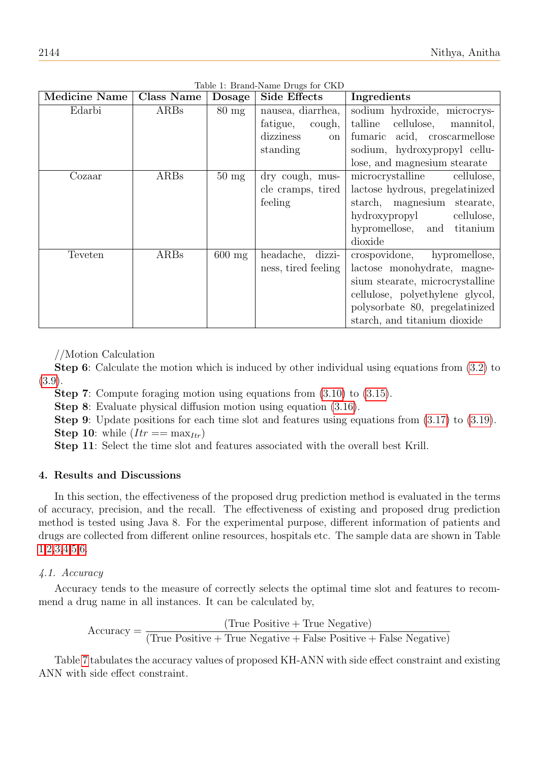Table 1: Brand-Name Drugs for CKD

| Medicine Name | Class Name | Dosage | Side Effects | Ingredients |
|---|---|---|---|---|
| Edarbi | ARBs | 80 mg | nausea, diarrhea, fatigue, cough, dizziness on standing | sodium hydroxide, microcrystalline cellulose, mannitol, fumaric acid, croscarmellose sodium, hydroxypropyl cellulose, and magnesium stearate |
| Cozaar | ARBs | 50 mg | dry cough, muscle cramps, tired feeling | microcrystalline cellulose, lactose hydrous, pregelatinized starch, magnesium stearate, hydroxypropyl cellulose, hypromellose, and titanium dioxide |
| Teveten | ARBs | 600 mg | headache, dizziness, tired feeling | crospovidone, hypromellose, lactose monohydrate, magnesium stearate, microcrystalline cellulose, polyethylene glycol, polysorbate 80, pregelatinized starch, and titanium dioxide |

//Motion Calculation

**Step 6**: Calculate the motion which is induced by other individual using equations from (3.2) to (3.9).

**Step 7**: Compute foraging motion using equations from (3.10) to (3.15).

**Step 8**: Evaluate physical diffusion motion using equation (3.16).

**Step 9**: Update positions for each time slot and features using equations from (3.17) to (3.19).

**Step 10**: while $(Itr == \max_{Itr})$

**Step 11**: Select the time slot and features associated with the overall best Krill.

## 4. Results and Discussions

In this section, the effectiveness of the proposed drug prediction method is evaluated in the terms of accuracy, precision, and the recall. The effectiveness of existing and proposed drug prediction method is tested using Java 8. For the experimental purpose, different information of patients and drugs are collected from different online resources, hospitals etc. The sample data are shown in Table 1,2,3,4,5,6.

### *4.1. Accuracy*

Accuracy tends to the measure of correctly selects the optimal time slot and features to recommend a drug name in all instances. It can be calculated by,

$$\text{Accuracy} = \frac{(\text{True Positive} + \text{True Negative})}{(\text{True Positive} + \text{True Negative} + \text{False Positive} + \text{False Negative})}$$

Table 7 tabulates the accuracy values of proposed KH-ANN with side effect constraint and existing ANN with side effect constraint.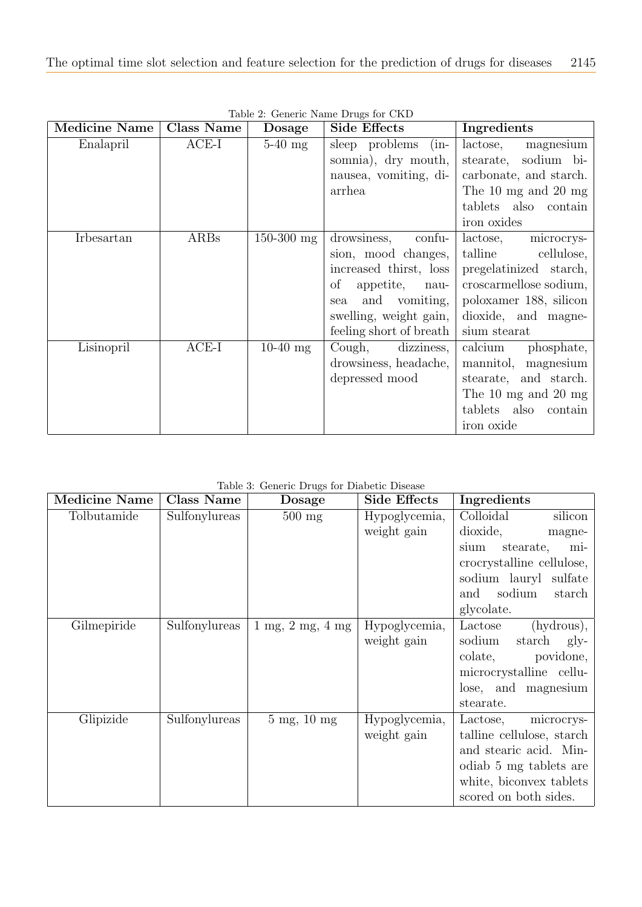Table 2: Generic Name Drugs for CKD

| Medicine Name | Class Name | Dosage | Side Effects | Ingredients |
|---|---|---|---|---|
| Enalapril | ACE-I | 5-40 mg | sleep problems (insomnia), dry mouth, nausea, vomiting, diarrhea | lactose, magnesium stearate, sodium bicarbonate, and starch. The 10 mg and 20 mg tablets also contain iron oxides |
| Irbesartan | ARBs | 150-300 mg | drowsiness, confusion, mood changes, increased thirst, loss of appetite, nausea and vomiting, swelling, weight gain, feeling short of breath | lactose, microcrystalline cellulose, pregelatinized starch, croscarmellose sodium, poloxamer 188, silicon dioxide, and magnesium stearat |
| Lisinopril | ACE-I | 10-40 mg | Cough, dizziness, drowsiness, headache, depressed mood | calcium phosphate, mannitol, magnesium stearate, and starch. The 10 mg and 20 mg tablets also contain iron oxide |

Table 3: Generic Drugs for Diabetic Disease

| Medicine Name | Class Name | Dosage | Side Effects | Ingredients |
|---|---|---|---|---|
| Tolbutamide | Sulfonylureas | 500 mg | Hypoglycemia, weight gain | Colloidal silicon dioxide, magnesium stearate, microcrystalline cellulose, sodium lauryl sulfate and sodium starch glycolate. |
| Gilmepiride | Sulfonylureas | 1 mg, 2 mg, 4 mg | Hypoglycemia, weight gain | Lactose (hydrous), sodium starch glycolate, povidone, microcrystalline cellulose, and magnesium stearate. |
| Glipizide | Sulfonylureas | 5 mg, 10 mg | Hypoglycemia, weight gain | Lactose, microcrystalline cellulose, starch and stearic acid. Minodiab 5 mg tablets are white, biconvex tablets scored on both sides. |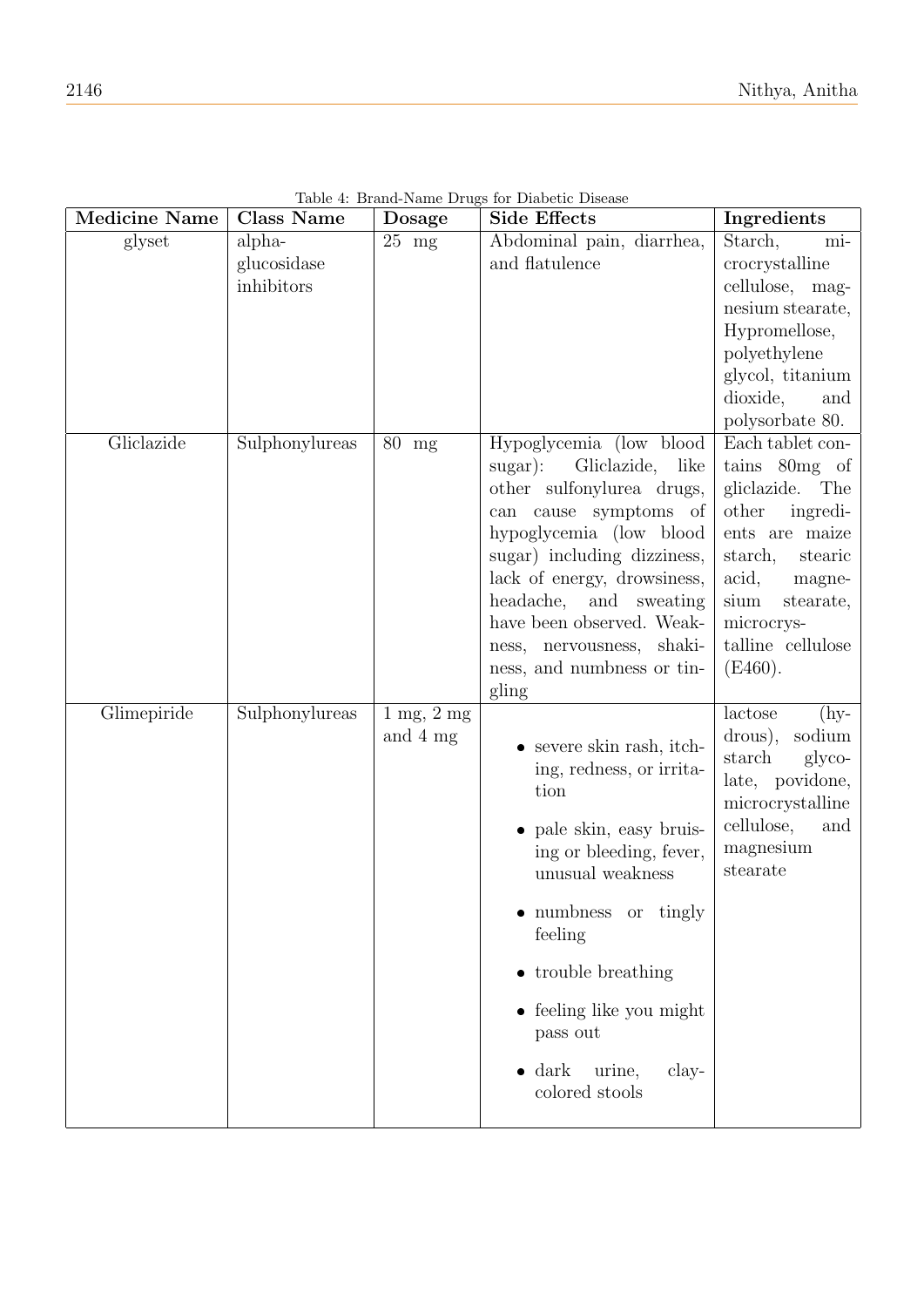Table 4: Brand-Name Drugs for Diabetic Disease

| Medicine Name | Class Name | Dosage | Side Effects | Ingredients |
|---|---|---|---|---|
| glyset | alpha-glucosidase inhibitors | 25 mg | Abdominal pain, diarrhea, and flatulence | Starch, microcrystalline cellulose, magnesium stearate, Hypromellose, polyethylene glycol, titanium dioxide, and polysorbate 80. |
| Gliclazide | Sulphonylureas | 80 mg | Hypoglycemia (low blood sugar): Gliclazide, like other sulfonylurea drugs, can cause symptoms of hypoglycemia (low blood sugar) including dizziness, lack of energy, drowsiness, headache, and sweating have been observed. Weakness, nervousness, shakiness, and numbness or tingling | Each tablet contains 80mg of gliclazide. The other ingredients are maize starch, stearic acid, magnesium stearate, microcrystalline cellulose (E460). |
| Glimepiride | Sulphonylureas | 1 mg, 2 mg and 4 mg | • severe skin rash, itching, redness, or irritation<br>• pale skin, easy bruising or bleeding, fever, unusual weakness<br>• numbness or tingly feeling<br>• trouble breathing<br>• feeling like you might pass out<br>• dark urine, clay-colored stools | lactose (hydrous), sodium starch glycolate, povidone, microcrystalline cellulose, and magnesium stearate |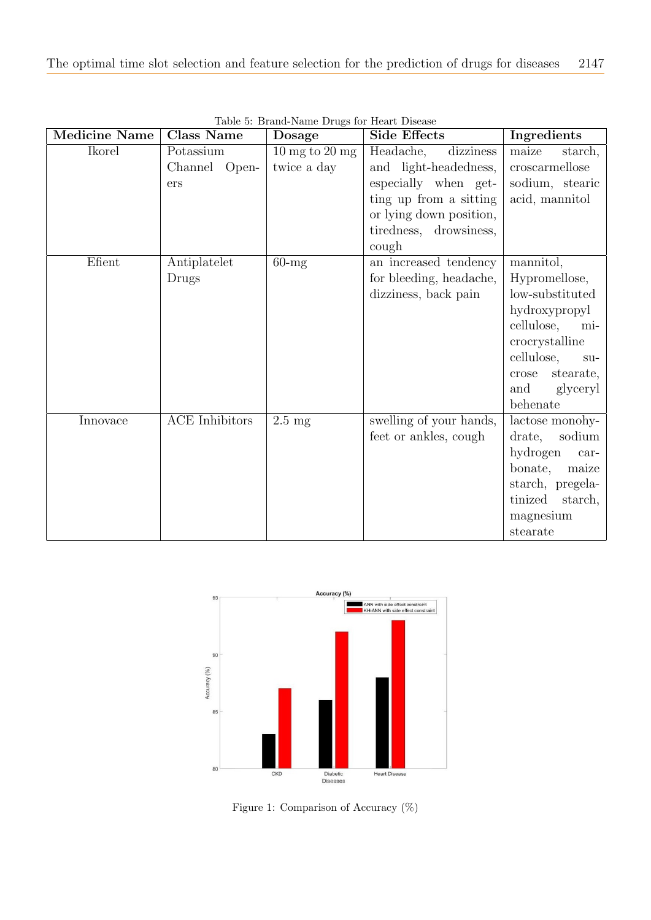Table 5: Brand-Name Drugs for Heart Disease

| Medicine Name | Class Name | Dosage | Side Effects | Ingredients |
|---|---|---|---|---|
| Ikorel | Potassium Channel Openers | 10 mg to 20 mg twice a day | Headache, dizziness and light-headedness, especially when getting up from a sitting or lying down position, tiredness, drowsiness, cough | maize starch, croscarmellose sodium, stearic acid, mannitol |
| Efient | Antiplatelet Drugs | 60-mg | an increased tendency for bleeding, headache, dizziness, back pain | mannitol, Hypromellose, low-substituted hydroxypropyl cellulose, microcrystalline cellulose, sucrose stearate, and glyceryl behenate |
| Innovace | ACE Inhibitors | 2.5 mg | swelling of your hands, feet or ankles, cough | lactose monohydrate, sodium hydrogen carbonate, maize starch, pregelatinized starch, magnesium stearate |

Figure 1: Comparison of Accuracy (%)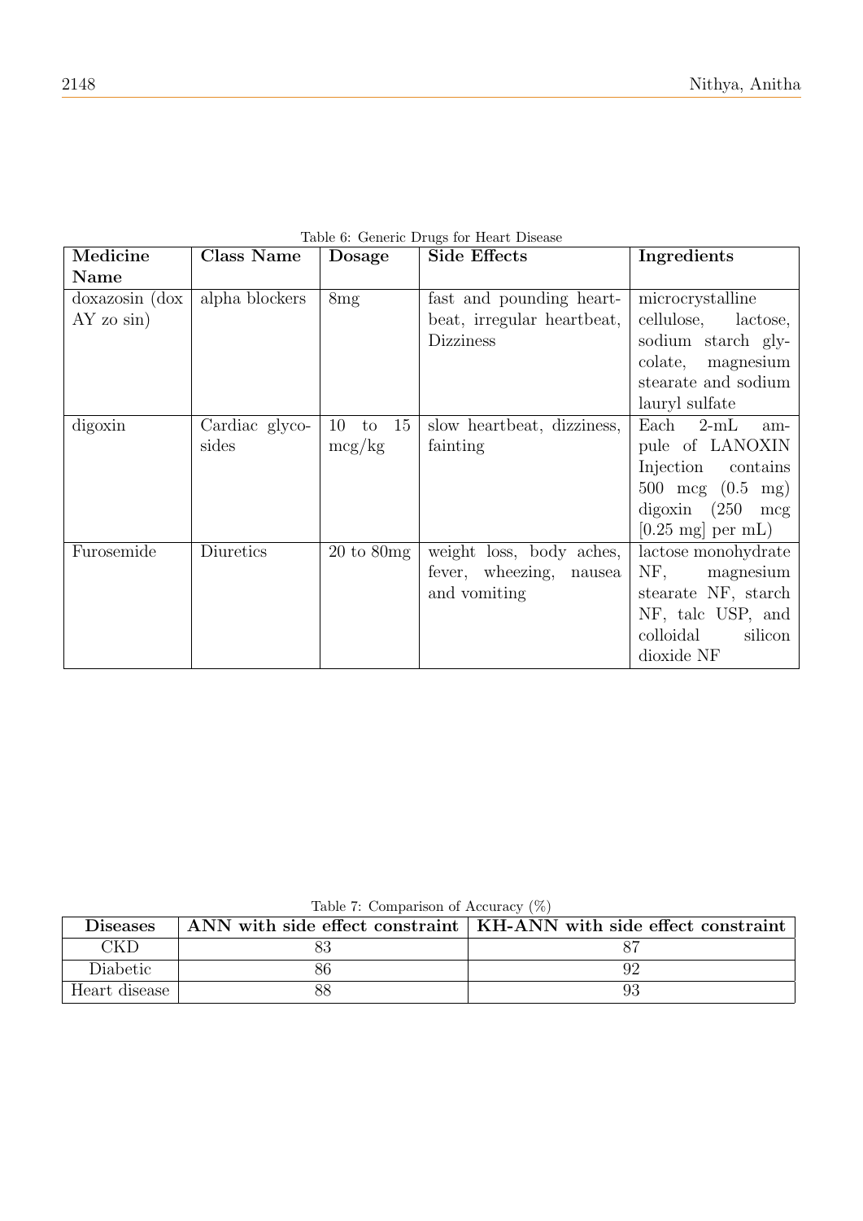Table 6: Generic Drugs for Heart Disease

| Medicine Name | Class Name | Dosage | Side Effects | Ingredients |
|---|---|---|---|---|
| doxazosin (dox AY zo sin) | alpha blockers | 8mg | fast and pounding heartbeat, irregular heartbeat, Dizziness | microcrystalline cellulose, lactose, sodium starch glycolate, magnesium stearate and sodium lauryl sulfate |
| digoxin | Cardiac glycosides | 10 to 15 mcg/kg | slow heartbeat, dizziness, fainting | Each 2-mL ampule of LANOXIN Injection contains 500 mcg (0.5 mg) digoxin (250 mcg [0.25 mg] per mL) |
| Furosemide | Diuretics | 20 to 80mg | weight loss, body aches, fever, wheezing, nausea and vomiting | lactose monohydrate NF, magnesium stearate NF, starch NF, talc USP, and colloidal silicon dioxide NF |

Table 7: Comparison of Accuracy (%)

| Diseases | ANN with side effect constraint | KH-ANN with side effect constraint |
|---|---|---|
| CKD | 83 | 87 |
| Diabetic | 86 | 92 |
| Heart disease | 88 | 93 |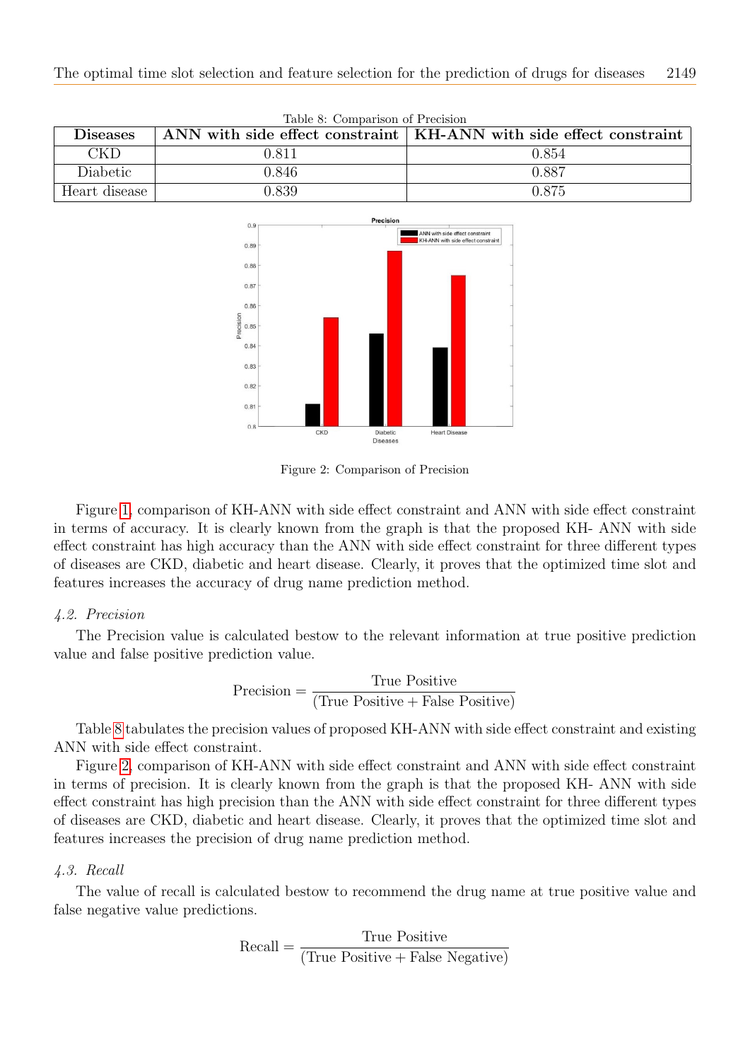Table 8: Comparison of Precision

| Diseases | ANN with side effect constraint | KH-ANN with side effect constraint |
|---|---|---|
| CKD | 0.811 | 0.854 |
| Diabetic | 0.846 | 0.887 |
| Heart disease | 0.839 | 0.875 |

Figure 2: Comparison of Precision

Figure 1, comparison of KH-ANN with side effect constraint and ANN with side effect constraint in terms of accuracy. It is clearly known from the graph is that the proposed KH- ANN with side effect constraint has high accuracy than the ANN with side effect constraint for three different types of diseases are CKD, diabetic and heart disease. Clearly, it proves that the optimized time slot and features increases the accuracy of drug name prediction method.

### *4.2. Precision*

The Precision value is calculated bestow to the relevant information at true positive prediction value and false positive prediction value.

$$\text{Precision} = \frac{\text{True Positive}}{(\text{True Positive} + \text{False Positive})}$$

Table 8 tabulates the precision values of proposed KH-ANN with side effect constraint and existing ANN with side effect constraint.

Figure 2, comparison of KH-ANN with side effect constraint and ANN with side effect constraint in terms of precision. It is clearly known from the graph is that the proposed KH- ANN with side effect constraint has high precision than the ANN with side effect constraint for three different types of diseases are CKD, diabetic and heart disease. Clearly, it proves that the optimized time slot and features increases the precision of drug name prediction method.

### *4.3. Recall*

The value of recall is calculated bestow to recommend the drug name at true positive value and false negative value predictions.

$$\text{Recall} = \frac{\text{True Positive}}{(\text{True Positive} + \text{False Negative})}$$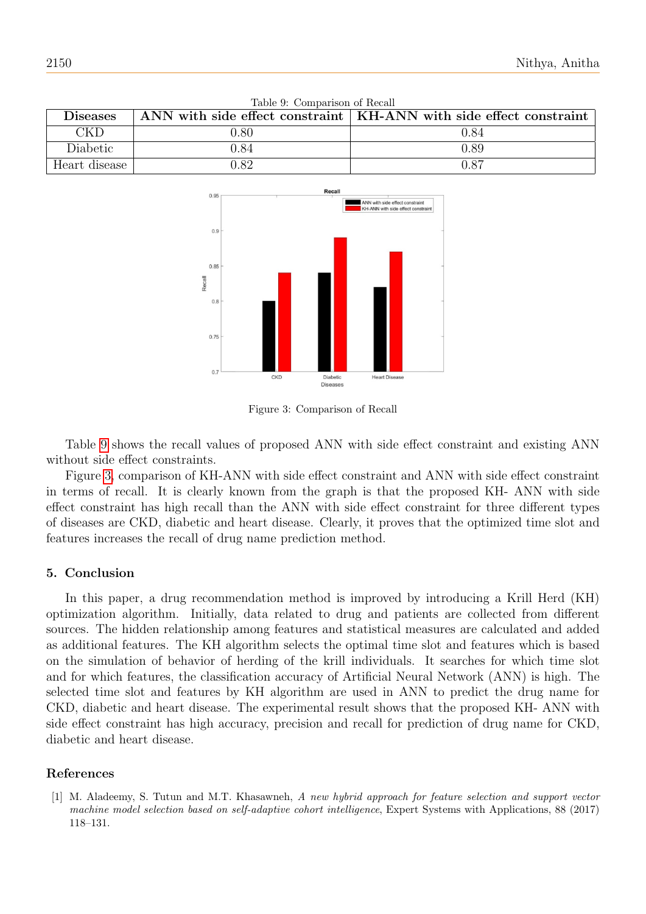Table 9: Comparison of Recall

| Diseases | ANN with side effect constraint | KH-ANN with side effect constraint |
|---|---|---|
| CKD | 0.80 | 0.84 |
| Diabetic | 0.84 | 0.89 |
| Heart disease | 0.82 | 0.87 |

Figure 3: Comparison of Recall

Table 9 shows the recall values of proposed ANN with side effect constraint and existing ANN without side effect constraints.

Figure 3, comparison of KH-ANN with side effect constraint and ANN with side effect constraint in terms of recall. It is clearly known from the graph is that the proposed KH- ANN with side effect constraint has high recall than the ANN with side effect constraint for three different types of diseases are CKD, diabetic and heart disease. Clearly, it proves that the optimized time slot and features increases the recall of drug name prediction method.

## 5. Conclusion

In this paper, a drug recommendation method is improved by introducing a Krill Herd (KH) optimization algorithm. Initially, data related to drug and patients are collected from different sources. The hidden relationship among features and statistical measures are calculated and added as additional features. The KH algorithm selects the optimal time slot and features which is based on the simulation of behavior of herding of the krill individuals. It searches for which time slot and for which features, the classification accuracy of Artificial Neural Network (ANN) is high. The selected time slot and features by KH algorithm are used in ANN to predict the drug name for CKD, diabetic and heart disease. The experimental result shows that the proposed KH- ANN with side effect constraint has high accuracy, precision and recall for prediction of drug name for CKD, diabetic and heart disease.

## References

[1] M. Aladeemy, S. Tutun and M.T. Khasawneh, *A new hybrid approach for feature selection and support vector machine model selection based on self-adaptive cohort intelligence*, Expert Systems with Applications, 88 (2017) 118–131.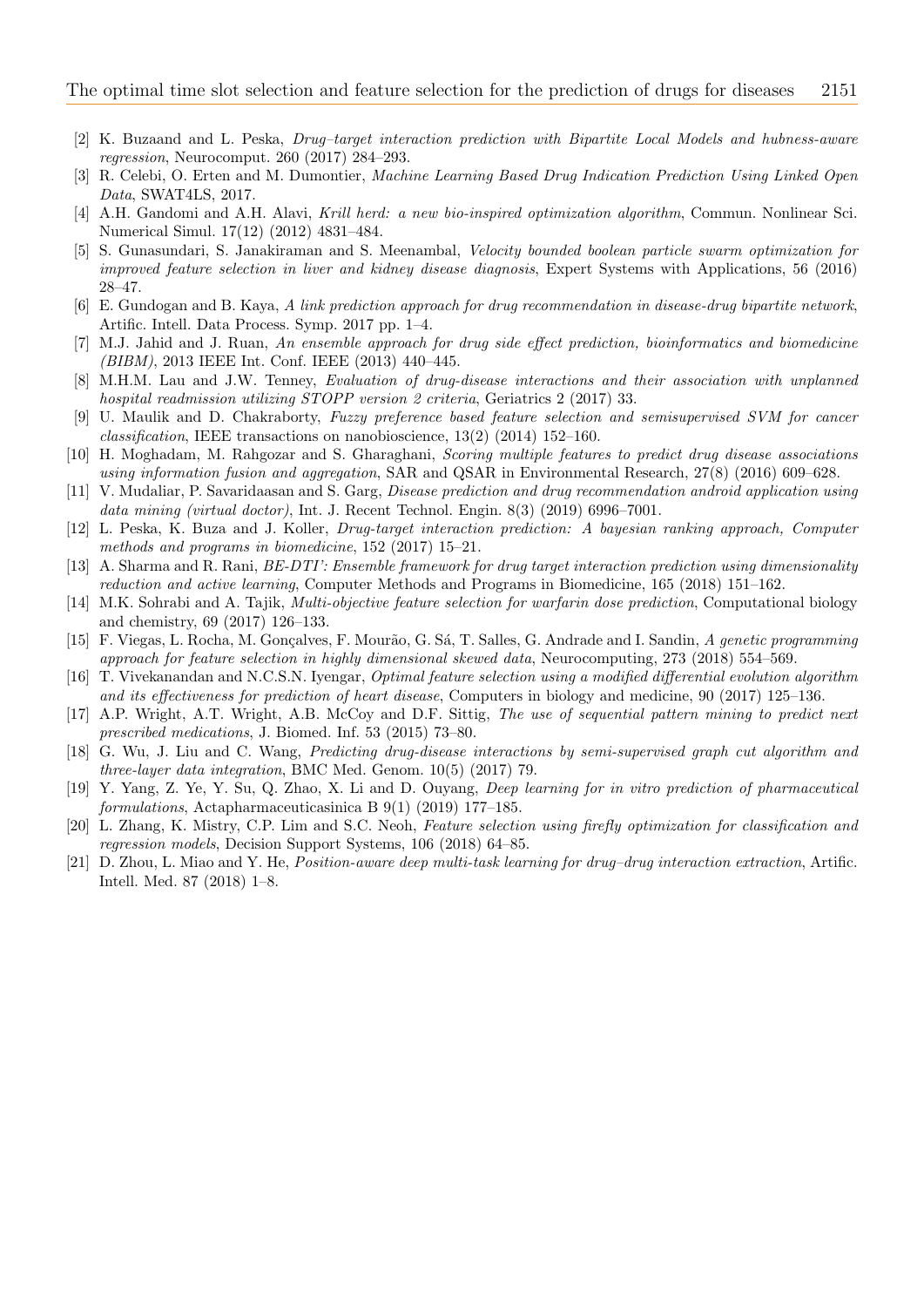[2] K. Buzaand and L. Peska, *Drug–target interaction prediction with Bipartite Local Models and hubness-aware regression*, Neurocomput. 260 (2017) 284–293.

[3] R. Celebi, O. Erten and M. Dumontier, *Machine Learning Based Drug Indication Prediction Using Linked Open Data*, SWAT4LS, 2017.

[4] A.H. Gandomi and A.H. Alavi, *Krill herd: a new bio-inspired optimization algorithm*, Commun. Nonlinear Sci. Numerical Simul. 17(12) (2012) 4831–484.

[5] S. Gunasundari, S. Janakiraman and S. Meenambal, *Velocity bounded boolean particle swarm optimization for improved feature selection in liver and kidney disease diagnosis*, Expert Systems with Applications, 56 (2016) 28–47.

[6] E. Gundogan and B. Kaya, *A link prediction approach for drug recommendation in disease-drug bipartite network*, Artific. Intell. Data Process. Symp. 2017 pp. 1–4.

[7] M.J. Jahid and J. Ruan, *An ensemble approach for drug side effect prediction, bioinformatics and biomedicine (BIBM)*, 2013 IEEE Int. Conf. IEEE (2013) 440–445.

[8] M.H.M. Lau and J.W. Tenney, *Evaluation of drug-disease interactions and their association with unplanned hospital readmission utilizing STOPP version 2 criteria*, Geriatrics 2 (2017) 33.

[9] U. Maulik and D. Chakraborty, *Fuzzy preference based feature selection and semisupervised SVM for cancer classification*, IEEE transactions on nanobioscience, 13(2) (2014) 152–160.

[10] H. Moghadam, M. Rahgozar and S. Gharaghani, *Scoring multiple features to predict drug disease associations using information fusion and aggregation*, SAR and QSAR in Environmental Research, 27(8) (2016) 609–628.

[11] V. Mudaliar, P. Savaridaasan and S. Garg, *Disease prediction and drug recommendation android application using data mining (virtual doctor)*, Int. J. Recent Technol. Engin. 8(3) (2019) 6996–7001.

[12] L. Peska, K. Buza and J. Koller, *Drug-target interaction prediction: A bayesian ranking approach, Computer methods and programs in biomedicine*, 152 (2017) 15–21.

[13] A. Sharma and R. Rani, *BE-DTI': Ensemble framework for drug target interaction prediction using dimensionality reduction and active learning*, Computer Methods and Programs in Biomedicine, 165 (2018) 151–162.

[14] M.K. Sohrabi and A. Tajik, *Multi-objective feature selection for warfarin dose prediction*, Computational biology and chemistry, 69 (2017) 126–133.

[15] F. Viegas, L. Rocha, M. Gonçalves, F. Mourão, G. Sá, T. Salles, G. Andrade and I. Sandin, *A genetic programming approach for feature selection in highly dimensional skewed data*, Neurocomputing, 273 (2018) 554–569.

[16] T. Vivekanandan and N.C.S.N. Iyengar, *Optimal feature selection using a modified differential evolution algorithm and its effectiveness for prediction of heart disease*, Computers in biology and medicine, 90 (2017) 125–136.

[17] A.P. Wright, A.T. Wright, A.B. McCoy and D.F. Sittig, *The use of sequential pattern mining to predict next prescribed medications*, J. Biomed. Inf. 53 (2015) 73–80.

[18] G. Wu, J. Liu and C. Wang, *Predicting drug-disease interactions by semi-supervised graph cut algorithm and three-layer data integration*, BMC Med. Genom. 10(5) (2017) 79.

[19] Y. Yang, Z. Ye, Y. Su, Q. Zhao, X. Li and D. Ouyang, *Deep learning for in vitro prediction of pharmaceutical formulations*, Actapharmaceuticasinica B 9(1) (2019) 177–185.

[20] L. Zhang, K. Mistry, C.P. Lim and S.C. Neoh, *Feature selection using firefly optimization for classification and regression models*, Decision Support Systems, 106 (2018) 64–85.

[21] D. Zhou, L. Miao and Y. He, *Position-aware deep multi-task learning for drug–drug interaction extraction*, Artific. Intell. Med. 87 (2018) 1–8.